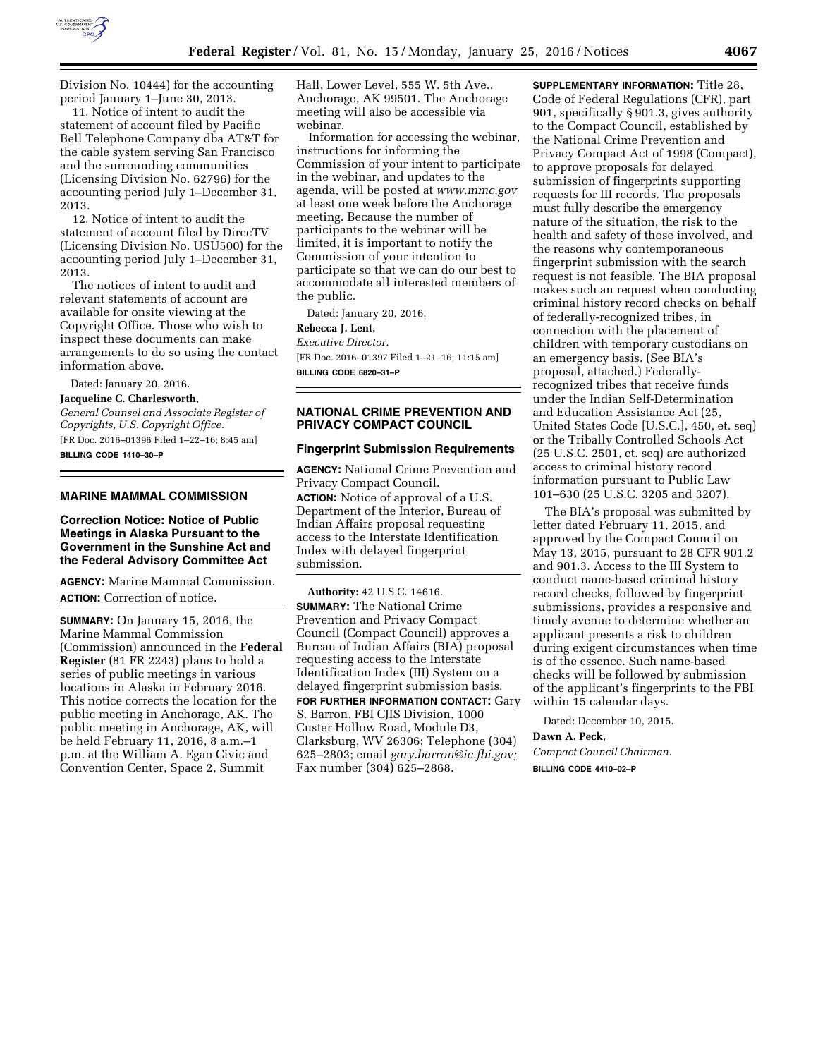Division No. 10444) for the accounting period January 1–June 30, 2013.

11. Notice of intent to audit the statement of account filed by Pacific Bell Telephone Company dba AT&T for the cable system serving San Francisco and the surrounding communities (Licensing Division No. 62796) for the accounting period July 1–December 31, 2013.

12. Notice of intent to audit the statement of account filed by DirecTV (Licensing Division No. USU500) for the accounting period July 1–December 31, 2013.

The notices of intent to audit and relevant statements of account are available for onsite viewing at the Copyright Office. Those who wish to inspect these documents can make arrangements to do so using the contact information above.

Dated: January 20, 2016.

**Jacqueline C. Charlesworth,**

*General Counsel and Associate Register of Copyrights, U.S. Copyright Office.*

[FR Doc. 2016–01396 Filed 1–22–16; 8:45 am]

**BILLING CODE 1410–30–P**

## MARINE MAMMAL COMMISSION

### Correction Notice: Notice of Public Meetings in Alaska Pursuant to the Government in the Sunshine Act and the Federal Advisory Committee Act

**AGENCY:** Marine Mammal Commission.

**ACTION:** Correction of notice.

**SUMMARY:** On January 15, 2016, the Marine Mammal Commission (Commission) announced in the **Federal Register** (81 FR 2243) plans to hold a series of public meetings in various locations in Alaska in February 2016. This notice corrects the location for the public meeting in Anchorage, AK. The public meeting in Anchorage, AK, will be held February 11, 2016, 8 a.m.–1 p.m. at the William A. Egan Civic and Convention Center, Space 2, Summit Hall, Lower Level, 555 W. 5th Ave., Anchorage, AK 99501. The Anchorage meeting will also be accessible via webinar.

Information for accessing the webinar, instructions for informing the Commission of your intent to participate in the webinar, and updates to the agenda, will be posted at *www.mmc.gov* at least one week before the Anchorage meeting. Because the number of participants to the webinar will be limited, it is important to notify the Commission of your intention to participate so that we can do our best to accommodate all interested members of the public.

Dated: January 20, 2016.

**Rebecca J. Lent,**

*Executive Director.*

[FR Doc. 2016–01397 Filed 1–21–16; 11:15 am]

**BILLING CODE 6820–31–P**

## NATIONAL CRIME PREVENTION AND PRIVACY COMPACT COUNCIL

### Fingerprint Submission Requirements

**AGENCY:** National Crime Prevention and Privacy Compact Council.

**ACTION:** Notice of approval of a U.S. Department of the Interior, Bureau of Indian Affairs proposal requesting access to the Interstate Identification Index with delayed fingerprint submission.

**Authority:** 42 U.S.C. 14616.

**SUMMARY:** The National Crime Prevention and Privacy Compact Council (Compact Council) approves a Bureau of Indian Affairs (BIA) proposal requesting access to the Interstate Identification Index (III) System on a delayed fingerprint submission basis.

**FOR FURTHER INFORMATION CONTACT:** Gary S. Barron, FBI CJIS Division, 1000 Custer Hollow Road, Module D3, Clarksburg, WV 26306; Telephone (304) 625–2803; email *gary.barron@ic.fbi.gov;* Fax number (304) 625–2868.

**SUPPLEMENTARY INFORMATION:** Title 28, Code of Federal Regulations (CFR), part 901, specifically § 901.3, gives authority to the Compact Council, established by the National Crime Prevention and Privacy Compact Act of 1998 (Compact), to approve proposals for delayed submission of fingerprints supporting requests for III records. The proposals must fully describe the emergency nature of the situation, the risk to the health and safety of those involved, and the reasons why contemporaneous fingerprint submission with the search request is not feasible. The BIA proposal makes such an request when conducting criminal history record checks on behalf of federally-recognized tribes, in connection with the placement of children with temporary custodians on an emergency basis. (See BIA's proposal, attached.) Federally-recognized tribes that receive funds under the Indian Self-Determination and Education Assistance Act (25, United States Code [U.S.C.], 450, et. seq) or the Tribally Controlled Schools Act (25 U.S.C. 2501, et. seq) are authorized access to criminal history record information pursuant to Public Law 101–630 (25 U.S.C. 3205 and 3207).

The BIA's proposal was submitted by letter dated February 11, 2015, and approved by the Compact Council on May 13, 2015, pursuant to 28 CFR 901.2 and 901.3. Access to the III System to conduct name-based criminal history record checks, followed by fingerprint submissions, provides a responsive and timely avenue to determine whether an applicant presents a risk to children during exigent circumstances when time is of the essence. Such name-based checks will be followed by submission of the applicant's fingerprints to the FBI within 15 calendar days.

Dated: December 10, 2015.

**Dawn A. Peck,**

*Compact Council Chairman.*

**BILLING CODE 4410–02–P**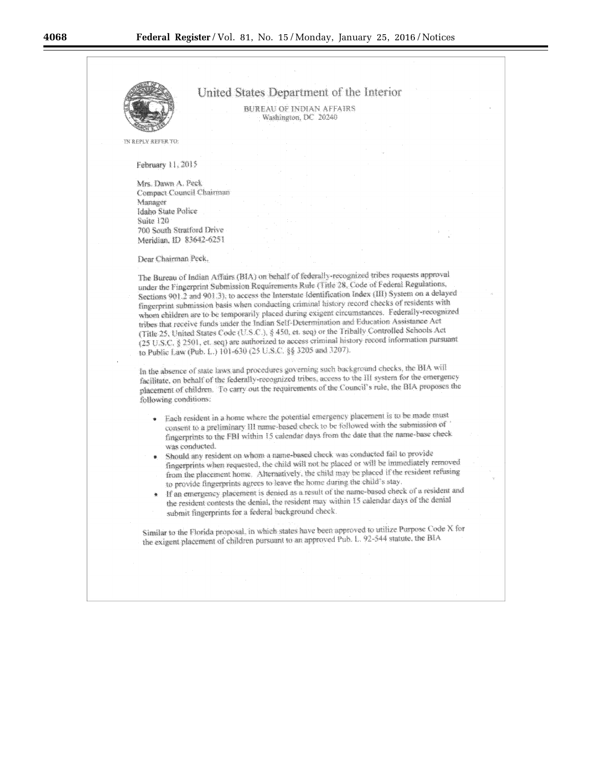United States Department of the Interior

BUREAU OF INDIAN AFFAIRS
Washington, DC 20240

IN REPLY REFER TO:

February 11, 2015

Mrs. Dawn A. Peck
Compact Council Chairman
Manager
Idaho State Police
Suite 120
700 South Stratford Drive
Meridian, ID 83642-6251

Dear Chairman Peck,

The Bureau of Indian Affairs (BIA) on behalf of federally-recognized tribes requests approval under the Fingerprint Submission Requirements Rule (Title 28, Code of Federal Regulations, Sections 901.2 and 901.3), to access the Interstate Identification Index (III) System on a delayed fingerprint submission basis when conducting criminal history record checks of residents with whom children are to be temporarily placed during exigent circumstances. Federally-recognized tribes that receive funds under the Indian Self-Determination and Education Assistance Act (Title 25, United States Code (U.S.C.), § 450, et. seq) or the Tribally Controlled Schools Act (25 U.S.C. § 2501, et. seq) are authorized to access criminal history record information pursuant to Public Law (Pub. L.) 101-630 (25 U.S.C. §§ 3205 and 3207).

In the absence of state laws and procedures governing such background checks, the BIA will facilitate, on behalf of the federally-recognized tribes, access to the III system for the emergency placement of children. To carry out the requirements of the Council's rule, the BIA proposes the following conditions:

- Each resident in a home where the potential emergency placement is to be made must consent to a preliminary III name-based check to be followed with the submission of fingerprints to the FBI within 15 calendar days from the date that the name-base check was conducted.
- Should any resident on whom a name-based check was conducted fail to provide fingerprints when requested, the child will not be placed or will be immediately removed from the placement home. Alternatively, the child may be placed if the resident refusing to provide fingerprints agrees to leave the home during the child's stay.
- If an emergency placement is denied as a result of the name-based check of a resident and the resident contests the denial, the resident may within 15 calendar days of the denial submit fingerprints for a federal background check.

Similar to the Florida proposal, in which states have been approved to utilize Purpose Code X for the exigent placement of children pursuant to an approved Pub. L. 92-544 statute, the BIA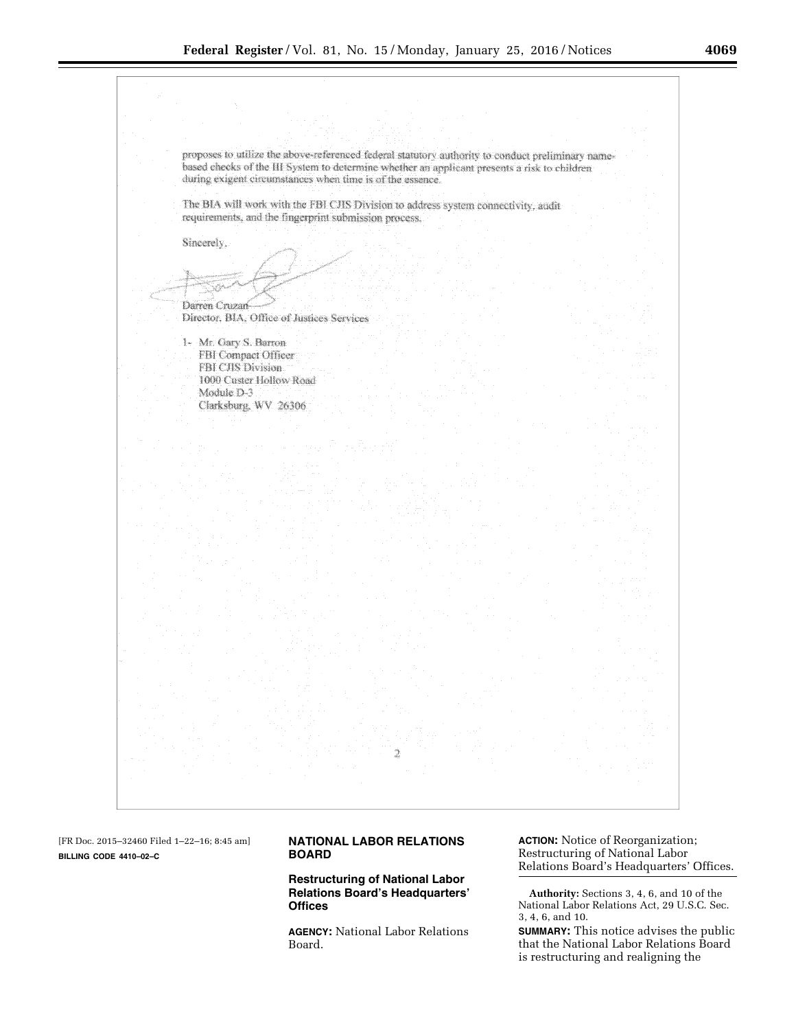proposes to utilize the above-referenced federal statutory authority to conduct preliminary name-based checks of the III System to determine whether an applicant presents a risk to children during exigent circumstances when time is of the essence.

The BIA will work with the FBI CJIS Division to address system connectivity, audit requirements, and the fingerprint submission process.

Sincerely,

Darren Cruzan
Director, BIA, Office of Justices Services

1- Mr. Gary S. Barron
FBI Compact Officer
FBI CJIS Division
1000 Custer Hollow Road
Module D-3
Clarksburg, WV 26306

2

[FR Doc. 2015–32460 Filed 1–22–16; 8:45 am]

**BILLING CODE 4410–02–C**

## NATIONAL LABOR RELATIONS BOARD

### Restructuring of National Labor Relations Board's Headquarters' Offices

**AGENCY:** National Labor Relations Board.

**ACTION:** Notice of Reorganization; Restructuring of National Labor Relations Board's Headquarters' Offices.

**Authority:** Sections 3, 4, 6, and 10 of the National Labor Relations Act, 29 U.S.C. Sec. 3, 4, 6, and 10.

**SUMMARY:** This notice advises the public that the National Labor Relations Board is restructuring and realigning the